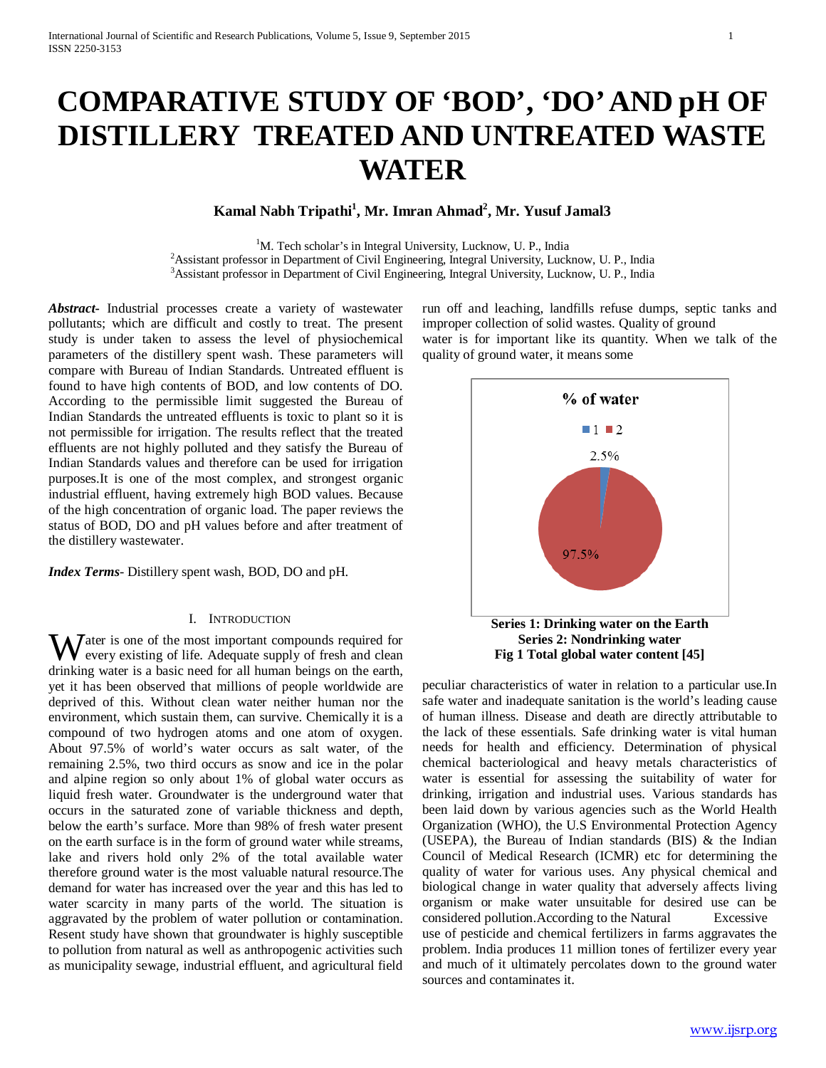// Page 1 of 7

# COMPARATIVE STUDY OF 'BOD', 'DO' AND pH OF DISTILLERY TREATED AND UNTREATED WASTE WATER

**Kamal Nabh Tripathi[1], Mr. Imran Ahmad[2], Mr. Yusuf Jamal3**

[1]M. Tech scholar's in Integral University, Lucknow, U. P., India
[2]Assistant professor in Department of Civil Engineering, Integral University, Lucknow, U. P., India
[3]Assistant professor in Department of Civil Engineering, Integral University, Lucknow, U. P., India

***Abstract***- Industrial processes create a variety of wastewater pollutants; which are difficult and costly to treat. The present study is under taken to assess the level of physiochemical parameters of the distillery spent wash. These parameters will compare with Bureau of Indian Standards. Untreated effluent is found to have high contents of BOD, and low contents of DO. According to the permissible limit suggested the Bureau of Indian Standards the untreated effluents is toxic to plant so it is not permissible for irrigation. The results reflect that the treated effluents are not highly polluted and they satisfy the Bureau of Indian Standards values and therefore can be used for irrigation purposes.It is one of the most complex, and strongest organic industrial effluent, having extremely high BOD values. Because of the high concentration of organic load. The paper reviews the status of BOD, DO and pH values before and after treatment of the distillery wastewater.

***Index Terms***- Distillery spent wash, BOD, DO and pH.

## I. Introduction

Water is one of the most important compounds required for every existing of life. Adequate supply of fresh and clean drinking water is a basic need for all human beings on the earth, yet it has been observed that millions of people worldwide are deprived of this. Without clean water neither human nor the environment, which sustain them, can survive. Chemically it is a compound of two hydrogen atoms and one atom of oxygen. About 97.5% of world's water occurs as salt water, of the remaining 2.5%, two third occurs as snow and ice in the polar and alpine region so only about 1% of global water occurs as liquid fresh water. Groundwater is the underground water that occurs in the saturated zone of variable thickness and depth, below the earth's surface. More than 98% of fresh water present on the earth surface is in the form of ground water while streams, lake and rivers hold only 2% of the total available water therefore ground water is the most valuable natural resource.The demand for water has increased over the year and this has led to water scarcity in many parts of the world. The situation is aggravated by the problem of water pollution or contamination. Resent study have shown that groundwater is highly susceptible to pollution from natural as well as anthropogenic activities such as municipality sewage, industrial effluent, and agricultural field run off and leaching, landfills refuse dumps, septic tanks and improper collection of solid wastes. Quality of ground water is for important like its quantity. When we talk of the quality of ground water, it means some

**Series 1: Drinking water on the Earth**
**Series 2: Nondrinking water**
**Fig 1 Total global water content [45]**

peculiar characteristics of water in relation to a particular use.In safe water and inadequate sanitation is the world's leading cause of human illness. Disease and death are directly attributable to the lack of these essentials. Safe drinking water is vital human needs for health and efficiency. Determination of physical chemical bacteriological and heavy metals characteristics of water is essential for assessing the suitability of water for drinking, irrigation and industrial uses. Various standards has been laid down by various agencies such as the World Health Organization (WHO), the U.S Environmental Protection Agency (USEPA), the Bureau of Indian standards (BIS) & the Indian Council of Medical Research (ICMR) etc for determining the quality of water for various uses. Any physical chemical and biological change in water quality that adversely affects living organism or make water unsuitable for desired use can be considered pollution.According to the Natural Excessive use of pesticide and chemical fertilizers in farms aggravates the problem. India produces 11 million tones of fertilizer every year and much of it ultimately percolates down to the ground water sources and contaminates it.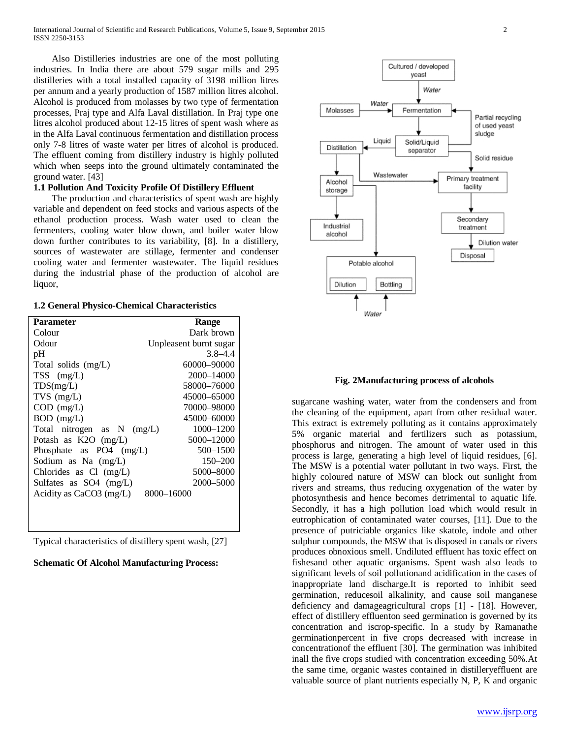Also Distilleries industries are one of the most polluting industries. In India there are about 579 sugar mills and 295 distilleries with a total installed capacity of 3198 million litres per annum and a yearly production of 1587 million litres alcohol. Alcohol is produced from molasses by two type of fermentation processes, Praj type and Alfa Laval distillation. In Praj type one litres alcohol produced about 12-15 litres of spent wash where as in the Alfa Laval continuous fermentation and distillation process only 7-8 litres of waste water per litres of alcohol is produced. The effluent coming from distillery industry is highly polluted which when seeps into the ground ultimately contaminated the ground water. [43]

### 1.1 Pollution And Toxicity Profile Of Distillery Effluent

The production and characteristics of spent wash are highly variable and dependent on feed stocks and various aspects of the ethanol production process. Wash water used to clean the fermenters, cooling water blow down, and boiler water blow down further contributes to its variability, [8]. In a distillery, sources of wastewater are stillage, fermenter and condenser cooling water and fermenter wastewater. The liquid residues during the industrial phase of the production of alcohol are liquor,

### 1.2 General Physico-Chemical Characteristics

| Parameter | Range |
|---|---|
| Colour | Dark brown |
| Odour | Unpleasant burnt sugar |
| pH | 3.8–4.4 |
| Total solids (mg/L) | 60000–90000 |
| TSS (mg/L) | 2000–14000 |
| TDS(mg/L) | 58000–76000 |
| TVS (mg/L) | 45000–65000 |
| COD (mg/L) | 70000–98000 |
| BOD (mg/L) | 45000–60000 |
| Total nitrogen as N (mg/L) | 1000–1200 |
| Potash as $K_2O$ (mg/L) | 5000–12000 |
| Phosphate as $PO_4$ (mg/L) | 500–1500 |
| Sodium as Na (mg/L) | 150–200 |
| Chlorides as Cl (mg/L) | 5000–8000 |
| Sulfates as $SO_4$ (mg/L) | 2000–5000 |
| Acidity as $CaCO_3$ (mg/L) | 8000–16000 |

Typical characteristics of distillery spent wash, [27]

**Schematic Of Alcohol Manufacturing Process:**

Cultured / developed yeast → Water → Fermentation ← Water ← Molasses; Fermentation → Solid/Liquid separator → Partial recycling of used yeast sludge → Fermentation; Solid/Liquid separator → Liquid → Distillation; Solid/Liquid separator → Solid residue → Primary treatment facility; Distillation → Alcohol storage → Industrial alcohol; Distillation → Wastewater → Primary treatment facility → Secondary treatment → Dilution water → Disposal; Alcohol storage → Potable alcohol (Dilution, Bottling) ← Water

**Fig. 2Manufacturing process of alcohols**

sugarcane washing water, water from the condensers and from the cleaning of the equipment, apart from other residual water. This extract is extremely polluting as it contains approximately 5% organic material and fertilizers such as potassium, phosphorus and nitrogen. The amount of water used in this process is large, generating a high level of liquid residues, [6]. The MSW is a potential water pollutant in two ways. First, the highly coloured nature of MSW can block out sunlight from rivers and streams, thus reducing oxygenation of the water by photosynthesis and hence becomes detrimental to aquatic life. Secondly, it has a high pollution load which would result in eutrophication of contaminated water courses, [11]. Due to the presence of putriciable organics like skatole, indole and other sulphur compounds, the MSW that is disposed in canals or rivers produces obnoxious smell. Undiluted effluent has toxic effect on fishesand other aquatic organisms. Spent wash also leads to significant levels of soil pollutionand acidification in the cases of inappropriate land discharge.It is reported to inhibit seed germination, reducesoil alkalinity, and cause soil manganese deficiency and damageagricultural crops [1] - [18]. However, effect of distillery effluenton seed germination is governed by its concentration and iscrop-specific. In a study by Ramanathe germinationpercent in five crops decreased with increase in concentrationof the effluent [30]. The germination was inhibited inall the five crops studied with concentration exceeding 50%.At the same time, organic wastes contained in distilleryeffluent are valuable source of plant nutrients especially N, P, K and organic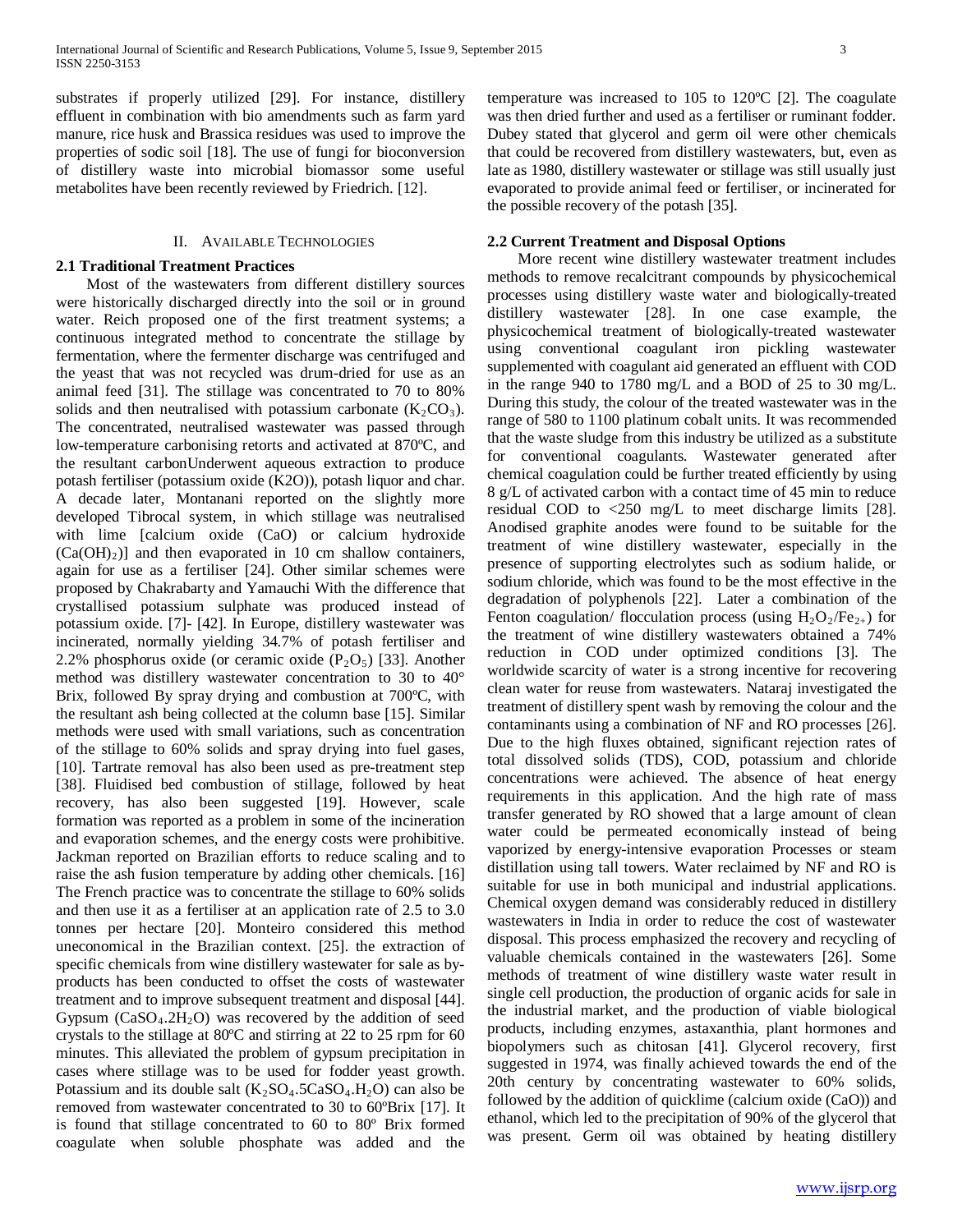substrates if properly utilized [29]. For instance, distillery effluent in combination with bio amendments such as farm yard manure, rice husk and Brassica residues was used to improve the properties of sodic soil [18]. The use of fungi for bioconversion of distillery waste into microbial biomassor some useful metabolites have been recently reviewed by Friedrich. [12].

## II. Available Technologies

### 2.1 Traditional Treatment Practices

Most of the wastewaters from different distillery sources were historically discharged directly into the soil or in ground water. Reich proposed one of the first treatment systems; a continuous integrated method to concentrate the stillage by fermentation, where the fermenter discharge was centrifuged and the yeast that was not recycled was drum-dried for use as an animal feed [31]. The stillage was concentrated to 70 to 80% solids and then neutralised with potassium carbonate ($K_2CO_3$). The concentrated, neutralised wastewater was passed through low-temperature carbonising retorts and activated at 870ºC, and the resultant carbonUnderwent aqueous extraction to produce potash fertiliser (potassium oxide (K2O)), potash liquor and char. A decade later, Montanani reported on the slightly more developed Tibrocal system, in which stillage was neutralised with lime [calcium oxide (CaO) or calcium hydroxide ($Ca(OH)_2$)] and then evaporated in 10 cm shallow containers, again for use as a fertiliser [24]. Other similar schemes were proposed by Chakrabarty and Yamauchi With the difference that crystallised potassium sulphate was produced instead of potassium oxide. [7]- [42]. In Europe, distillery wastewater was incinerated, normally yielding 34.7% of potash fertiliser and 2.2% phosphorus oxide (or ceramic oxide ($P_2O_5$) [33]. Another method was distillery wastewater concentration to 30 to 40° Brix, followed By spray drying and combustion at 700ºC, with the resultant ash being collected at the column base [15]. Similar methods were used with small variations, such as concentration of the stillage to 60% solids and spray drying into fuel gases, [10]. Tartrate removal has also been used as pre-treatment step [38]. Fluidised bed combustion of stillage, followed by heat recovery, has also been suggested [19]. However, scale formation was reported as a problem in some of the incineration and evaporation schemes, and the energy costs were prohibitive. Jackman reported on Brazilian efforts to reduce scaling and to raise the ash fusion temperature by adding other chemicals. [16] The French practice was to concentrate the stillage to 60% solids and then use it as a fertiliser at an application rate of 2.5 to 3.0 tonnes per hectare [20]. Monteiro considered this method uneconomical in the Brazilian context. [25]. the extraction of specific chemicals from wine distillery wastewater for sale as by-products has been conducted to offset the costs of wastewater treatment and to improve subsequent treatment and disposal [44]. Gypsum ($CaSO_4.2H_2O$) was recovered by the addition of seed crystals to the stillage at 80ºC and stirring at 22 to 25 rpm for 60 minutes. This alleviated the problem of gypsum precipitation in cases where stillage was to be used for fodder yeast growth. Potassium and its double salt ($K_2SO_4.5CaSO_4.H_2O$) can also be removed from wastewater concentrated to 30 to 60ºBrix [17]. It is found that stillage concentrated to 60 to 80º Brix formed coagulate when soluble phosphate was added and the temperature was increased to 105 to 120ºC [2]. The coagulate was then dried further and used as a fertiliser or ruminant fodder. Dubey stated that glycerol and germ oil were other chemicals that could be recovered from distillery wastewaters, but, even as late as 1980, distillery wastewater or stillage was still usually just evaporated to provide animal feed or fertiliser, or incinerated for the possible recovery of the potash [35].

### 2.2 Current Treatment and Disposal Options

More recent wine distillery wastewater treatment includes methods to remove recalcitrant compounds by physicochemical processes using distillery waste water and biologically-treated distillery wastewater [28]. In one case example, the physicochemical treatment of biologically-treated wastewater using conventional coagulant iron pickling wastewater supplemented with coagulant aid generated an effluent with COD in the range 940 to 1780 mg/L and a BOD of 25 to 30 mg/L. During this study, the colour of the treated wastewater was in the range of 580 to 1100 platinum cobalt units. It was recommended that the waste sludge from this industry be utilized as a substitute for conventional coagulants. Wastewater generated after chemical coagulation could be further treated efficiently by using 8 g/L of activated carbon with a contact time of 45 min to reduce residual COD to <250 mg/L to meet discharge limits [28]. Anodised graphite anodes were found to be suitable for the treatment of wine distillery wastewater, especially in the presence of supporting electrolytes such as sodium halide, or sodium chloride, which was found to be the most effective in the degradation of polyphenols [22]. Later a combination of the Fenton coagulation/ flocculation process (using $H_2O_2/Fe_{2+}$) for the treatment of wine distillery wastewaters obtained a 74% reduction in COD under optimized conditions [3]. The worldwide scarcity of water is a strong incentive for recovering clean water for reuse from wastewaters. Nataraj investigated the treatment of distillery spent wash by removing the colour and the contaminants using a combination of NF and RO processes [26]. Due to the high fluxes obtained, significant rejection rates of total dissolved solids (TDS), COD, potassium and chloride concentrations were achieved. The absence of heat energy requirements in this application. And the high rate of mass transfer generated by RO showed that a large amount of clean water could be permeated economically instead of being vaporized by energy-intensive evaporation Processes or steam distillation using tall towers. Water reclaimed by NF and RO is suitable for use in both municipal and industrial applications. Chemical oxygen demand was considerably reduced in distillery wastewaters in India in order to reduce the cost of wastewater disposal. This process emphasized the recovery and recycling of valuable chemicals contained in the wastewaters [26]. Some methods of treatment of wine distillery waste water result in single cell production, the production of organic acids for sale in the industrial market, and the production of viable biological products, including enzymes, astaxanthia, plant hormones and biopolymers such as chitosan [41]. Glycerol recovery, first suggested in 1974, was finally achieved towards the end of the 20th century by concentrating wastewater to 60% solids, followed by the addition of quicklime (calcium oxide (CaO)) and ethanol, which led to the precipitation of 90% of the glycerol that was present. Germ oil was obtained by heating distillery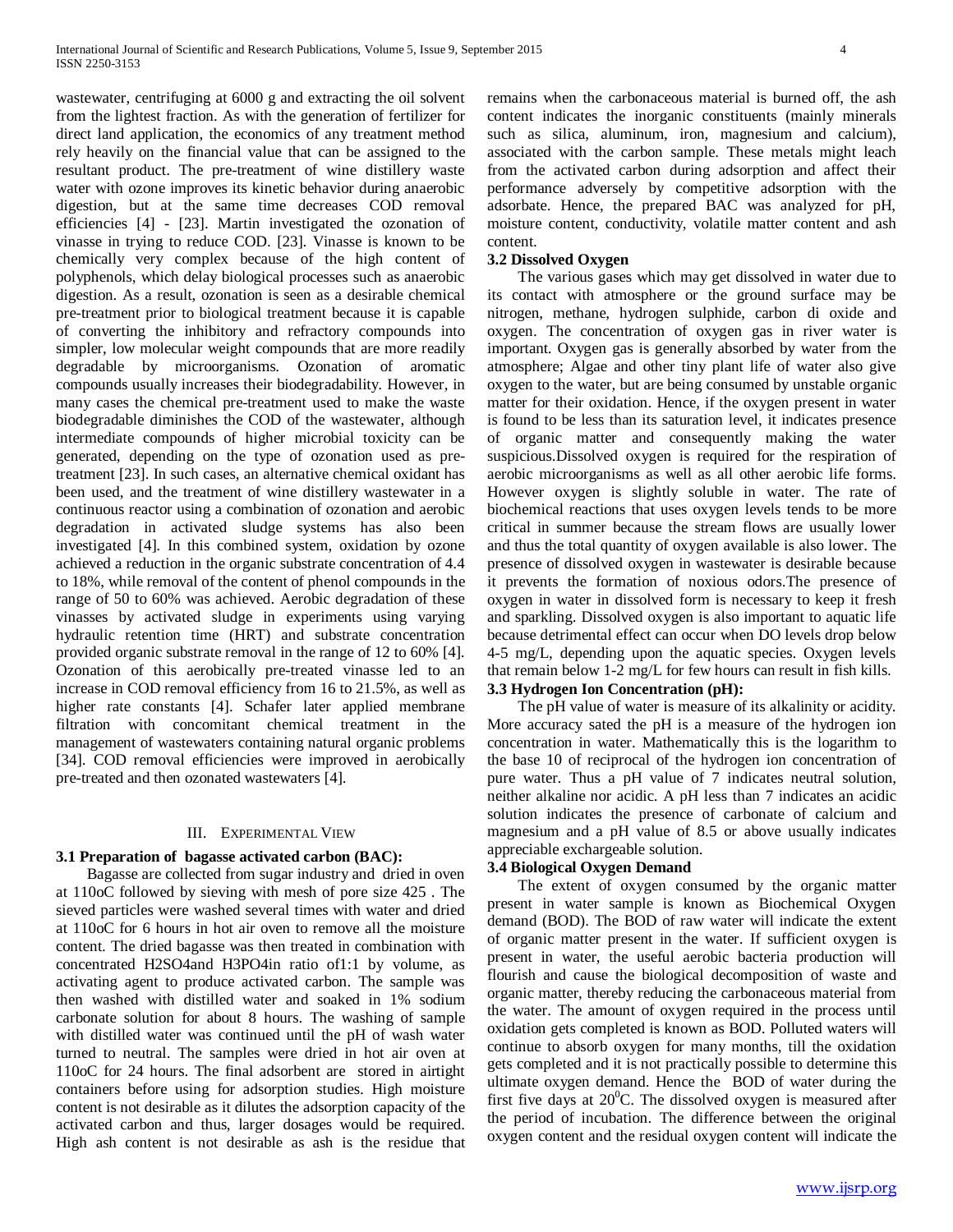wastewater, centrifuging at 6000 g and extracting the oil solvent from the lightest fraction. As with the generation of fertilizer for direct land application, the economics of any treatment method rely heavily on the financial value that can be assigned to the resultant product. The pre-treatment of wine distillery waste water with ozone improves its kinetic behavior during anaerobic digestion, but at the same time decreases COD removal efficiencies [4] - [23]. Martin investigated the ozonation of vinasse in trying to reduce COD. [23]. Vinasse is known to be chemically very complex because of the high content of polyphenols, which delay biological processes such as anaerobic digestion. As a result, ozonation is seen as a desirable chemical pre-treatment prior to biological treatment because it is capable of converting the inhibitory and refractory compounds into simpler, low molecular weight compounds that are more readily degradable by microorganisms. Ozonation of aromatic compounds usually increases their biodegradability. However, in many cases the chemical pre-treatment used to make the waste biodegradable diminishes the COD of the wastewater, although intermediate compounds of higher microbial toxicity can be generated, depending on the type of ozonation used as pre-treatment [23]. In such cases, an alternative chemical oxidant has been used, and the treatment of wine distillery wastewater in a continuous reactor using a combination of ozonation and aerobic degradation in activated sludge systems has also been investigated [4]. In this combined system, oxidation by ozone achieved a reduction in the organic substrate concentration of 4.4 to 18%, while removal of the content of phenol compounds in the range of 50 to 60% was achieved. Aerobic degradation of these vinasses by activated sludge in experiments using varying hydraulic retention time (HRT) and substrate concentration provided organic substrate removal in the range of 12 to 60% [4]. Ozonation of this aerobically pre-treated vinasse led to an increase in COD removal efficiency from 16 to 21.5%, as well as higher rate constants [4]. Schafer later applied membrane filtration with concomitant chemical treatment in the management of wastewaters containing natural organic problems [34]. COD removal efficiencies were improved in aerobically pre-treated and then ozonated wastewaters [4].

## III. Experimental View

### 3.1 Preparation of bagasse activated carbon (BAC):

Bagasse are collected from sugar industry and dried in oven at 110oC followed by sieving with mesh of pore size 425 . The sieved particles were washed several times with water and dried at 110oC for 6 hours in hot air oven to remove all the moisture content. The dried bagasse was then treated in combination with concentrated $H_2SO_4$and $H_3PO_4$in ratio of1:1 by volume, as activating agent to produce activated carbon. The sample was then washed with distilled water and soaked in 1% sodium carbonate solution for about 8 hours. The washing of sample with distilled water was continued until the pH of wash water turned to neutral. The samples were dried in hot air oven at 110oC for 24 hours. The final adsorbent are stored in airtight containers before using for adsorption studies. High moisture content is not desirable as it dilutes the adsorption capacity of the activated carbon and thus, larger dosages would be required. High ash content is not desirable as ash is the residue that remains when the carbonaceous material is burned off, the ash content indicates the inorganic constituents (mainly minerals such as silica, aluminum, iron, magnesium and calcium), associated with the carbon sample. These metals might leach from the activated carbon during adsorption and affect their performance adversely by competitive adsorption with the adsorbate. Hence, the prepared BAC was analyzed for pH, moisture content, conductivity, volatile matter content and ash content.

### 3.2 Dissolved Oxygen

The various gases which may get dissolved in water due to its contact with atmosphere or the ground surface may be nitrogen, methane, hydrogen sulphide, carbon di oxide and oxygen. The concentration of oxygen gas in river water is important. Oxygen gas is generally absorbed by water from the atmosphere; Algae and other tiny plant life of water also give oxygen to the water, but are being consumed by unstable organic matter for their oxidation. Hence, if the oxygen present in water is found to be less than its saturation level, it indicates presence of organic matter and consequently making the water suspicious.Dissolved oxygen is required for the respiration of aerobic microorganisms as well as all other aerobic life forms. However oxygen is slightly soluble in water. The rate of biochemical reactions that uses oxygen levels tends to be more critical in summer because the stream flows are usually lower and thus the total quantity of oxygen available is also lower. The presence of dissolved oxygen in wastewater is desirable because it prevents the formation of noxious odors.The presence of oxygen in water in dissolved form is necessary to keep it fresh and sparkling. Dissolved oxygen is also important to aquatic life because detrimental effect can occur when DO levels drop below 4-5 mg/L, depending upon the aquatic species. Oxygen levels that remain below 1-2 mg/L for few hours can result in fish kills.

### 3.3 Hydrogen Ion Concentration (pH):

The pH value of water is measure of its alkalinity or acidity. More accuracy sated the pH is a measure of the hydrogen ion concentration in water. Mathematically this is the logarithm to the base 10 of reciprocal of the hydrogen ion concentration of pure water. Thus a pH value of 7 indicates neutral solution, neither alkaline nor acidic. A pH less than 7 indicates an acidic solution indicates the presence of carbonate of calcium and magnesium and a pH value of 8.5 or above usually indicates appreciable exchargeable solution.

### 3.4 Biological Oxygen Demand

The extent of oxygen consumed by the organic matter present in water sample is known as Biochemical Oxygen demand (BOD). The BOD of raw water will indicate the extent of organic matter present in the water. If sufficient oxygen is present in water, the useful aerobic bacteria production will flourish and cause the biological decomposition of waste and organic matter, thereby reducing the carbonaceous material from the water. The amount of oxygen required in the process until oxidation gets completed is known as BOD. Polluted waters will continue to absorb oxygen for many months, till the oxidation gets completed and it is not practically possible to determine this ultimate oxygen demand. Hence the BOD of water during the first five days at $20^0$C. The dissolved oxygen is measured after the period of incubation. The difference between the original oxygen content and the residual oxygen content will indicate the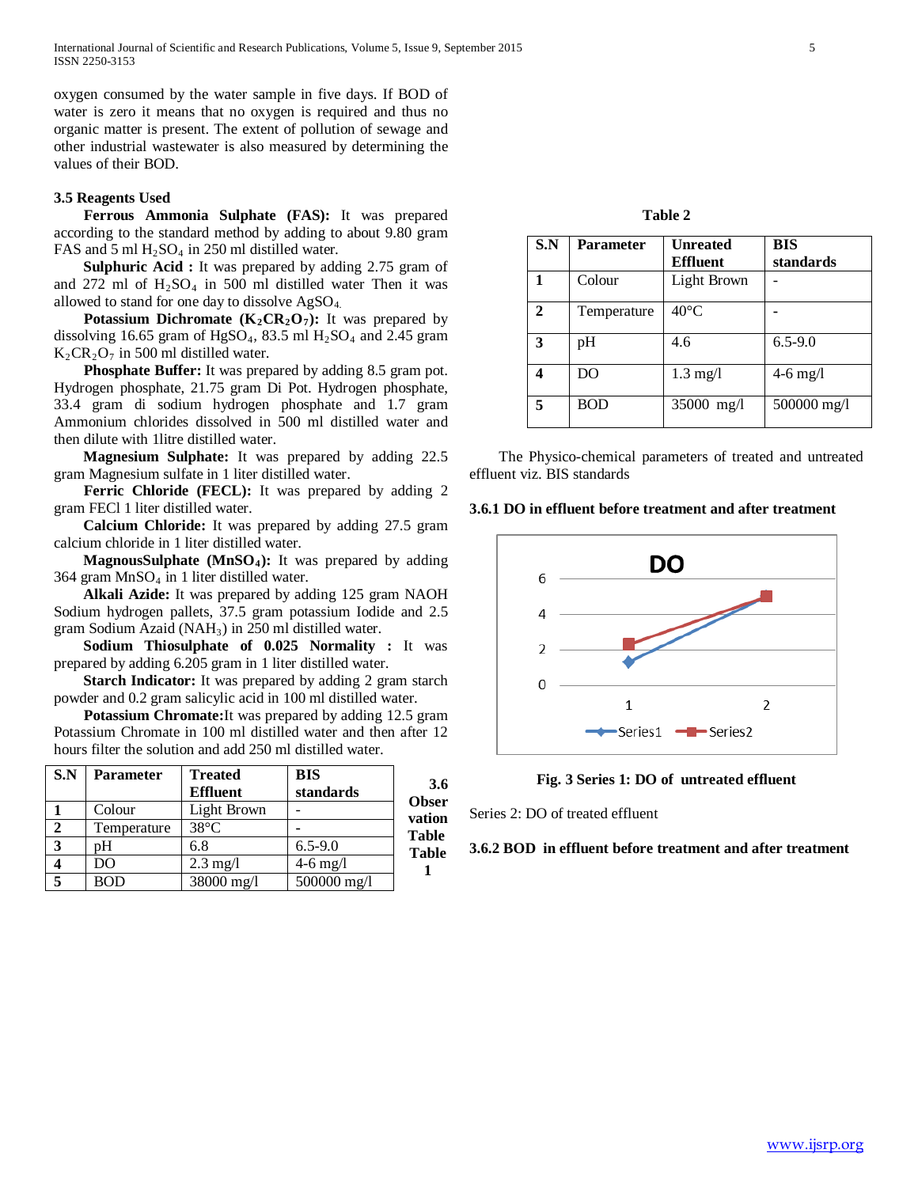oxygen consumed by the water sample in five days. If BOD of water is zero it means that no oxygen is required and thus no organic matter is present. The extent of pollution of sewage and other industrial wastewater is also measured by determining the values of their BOD.

### 3.5 Reagents Used

**Ferrous Ammonia Sulphate (FAS):** It was prepared according to the standard method by adding to about 9.80 gram FAS and 5 ml $H_2SO_4$ in 250 ml distilled water.

**Sulphuric Acid :** It was prepared by adding 2.75 gram of and 272 ml of $H_2SO_4$ in 500 ml distilled water Then it was allowed to stand for one day to dissolve $AgSO_4$.

**Potassium Dichromate ($K_2CR_2O_7$):** It was prepared by dissolving 16.65 gram of $HgSO_4$, 83.5 ml $H_2SO_4$ and 2.45 gram $K_2CR_2O_7$ in 500 ml distilled water.

**Phosphate Buffer:** It was prepared by adding 8.5 gram pot. Hydrogen phosphate, 21.75 gram Di Pot. Hydrogen phosphate, 33.4 gram di sodium hydrogen phosphate and 1.7 gram Ammonium chlorides dissolved in 500 ml distilled water and then dilute with 1litre distilled water.

**Magnesium Sulphate:** It was prepared by adding 22.5 gram Magnesium sulfate in 1 liter distilled water.

**Ferric Chloride (FECL):** It was prepared by adding 2 gram FECl 1 liter distilled water.

**Calcium Chloride:** It was prepared by adding 27.5 gram calcium chloride in 1 liter distilled water.

**MagnousSulphate ($MnSO_4$):** It was prepared by adding 364 gram $MnSO_4$ in 1 liter distilled water.

**Alkali Azide:** It was prepared by adding 125 gram NAOH Sodium hydrogen pallets, 37.5 gram potassium Iodide and 2.5 gram Sodium Azaid ($NAH_3$) in 250 ml distilled water.

**Sodium Thiosulphate of 0.025 Normality :** It was prepared by adding 6.205 gram in 1 liter distilled water.

**Starch Indicator:** It was prepared by adding 2 gram starch powder and 0.2 gram salicylic acid in 100 ml distilled water.

**Potassium Chromate:**It was prepared by adding 12.5 gram Potassium Chromate in 100 ml distilled water and then after 12 hours filter the solution and add 250 ml distilled water.

### 3.6 Observation Table

**Table 1**

| S.N | Parameter | Treated Effluent | BIS standards |
|---|---|---|---|
| 1 | Colour | Light Brown | - |
| 2 | Temperature | 38°C | - |
| 3 | pH | 6.8 | 6.5-9.0 |
| 4 | DO | 2.3 mg/l | 4-6 mg/l |
| 5 | BOD | 38000 mg/l | 500000 mg/l |

**Table 2**

| S.N | Parameter | Unreated Effluent | BIS standards |
|---|---|---|---|
| 1 | Colour | Light Brown | - |
| 2 | Temperature | 40°C | - |
| 3 | pH | 4.6 | 6.5-9.0 |
| 4 | DO | 1.3 mg/l | 4-6 mg/l |
| 5 | BOD | 35000 mg/l | 500000 mg/l |

The Physico-chemical parameters of treated and untreated effluent viz. BIS standards

#### 3.6.1 DO in effluent before treatment and after treatment

**Fig. 3 Series 1: DO of untreated effluent**

Series 2: DO of treated effluent

#### 3.6.2 BOD in effluent before treatment and after treatment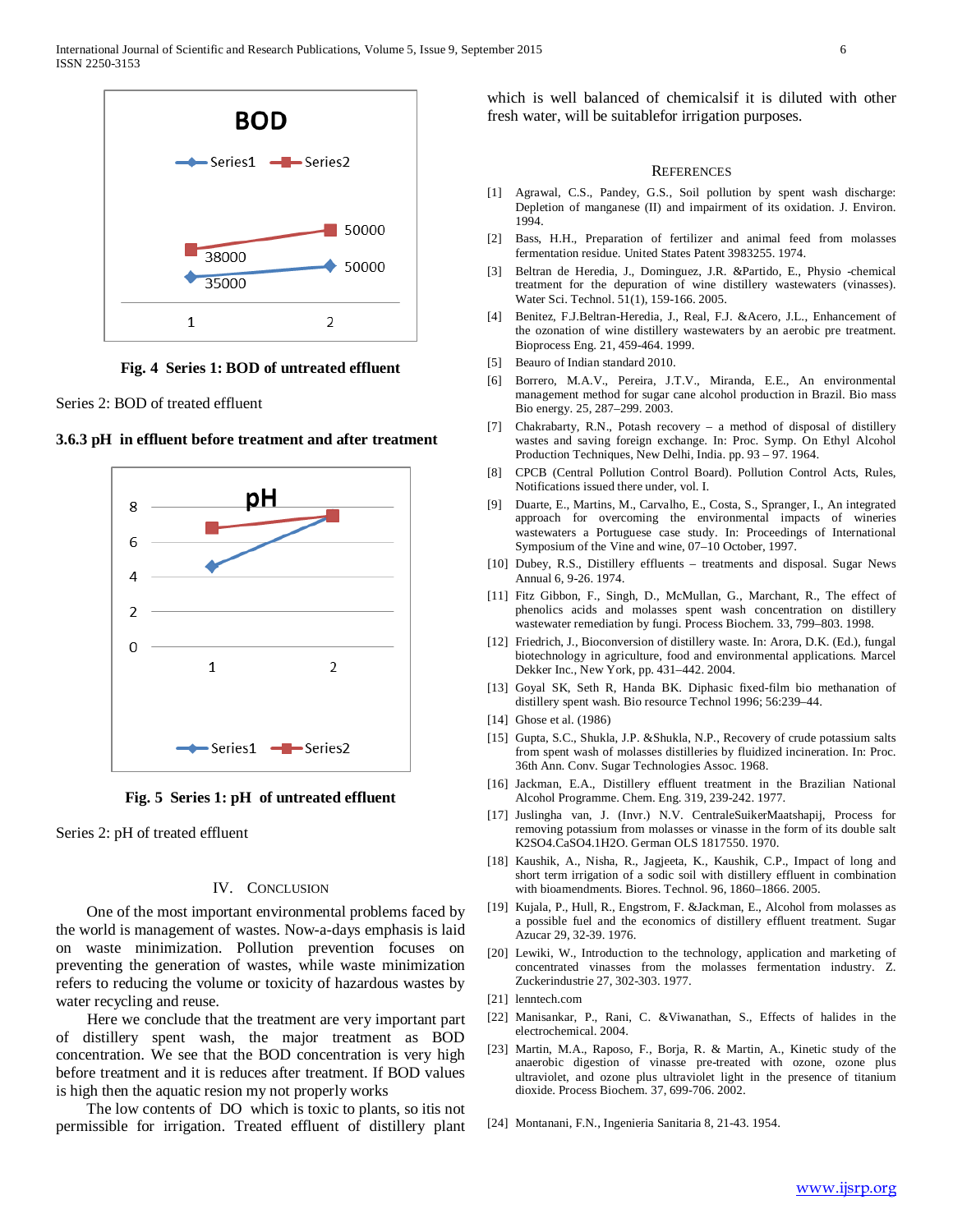Fig. 4 Series 1: BOD of untreated effluent

Series 2: BOD of treated effluent

### 3.6.3 pH in effluent before treatment and after treatment

Fig. 5 Series 1: pH of untreated effluent

Series 2: pH of treated effluent

## IV. Conclusion

One of the most important environmental problems faced by the world is management of wastes. Now-a-days emphasis is laid on waste minimization. Pollution prevention focuses on preventing the generation of wastes, while waste minimization refers to reducing the volume or toxicity of hazardous wastes by water recycling and reuse.

Here we conclude that the treatment are very important part of distillery spent wash, the major treatment as BOD concentration. We see that the BOD concentration is very high before treatment and it is reduces after treatment. If BOD values is high then the aquatic resion my not properly works

The low contents of DO which is toxic to plants, so itis not permissible for irrigation. Treated effluent of distillery plant which is well balanced of chemicalsif it is diluted with other fresh water, will be suitablefor irrigation purposes.

## References

[1] Agrawal, C.S., Pandey, G.S., Soil pollution by spent wash discharge: Depletion of manganese (II) and impairment of its oxidation. J. Environ. 1994.

[2] Bass, H.H., Preparation of fertilizer and animal feed from molasses fermentation residue. United States Patent 3983255. 1974.

[3] Beltran de Heredia, J., Dominguez, J.R. &Partido, E., Physio -chemical treatment for the depuration of wine distillery wastewaters (vinasses). Water Sci. Technol. 51(1), 159-166. 2005.

[4] Benitez, F.J.Beltran-Heredia, J., Real, F.J. &Acero, J.L., Enhancement of the ozonation of wine distillery wastewaters by an aerobic pre treatment. Bioprocess Eng. 21, 459-464. 1999.

[5] Beauro of Indian standard 2010.

[6] Borrero, M.A.V., Pereira, J.T.V., Miranda, E.E., An environmental management method for sugar cane alcohol production in Brazil. Bio mass Bio energy. 25, 287–299. 2003.

[7] Chakrabarty, R.N., Potash recovery – a method of disposal of distillery wastes and saving foreign exchange. In: Proc. Symp. On Ethyl Alcohol Production Techniques, New Delhi, India. pp. 93 – 97. 1964.

[8] CPCB (Central Pollution Control Board). Pollution Control Acts, Rules, Notifications issued there under, vol. I.

[9] Duarte, E., Martins, M., Carvalho, E., Costa, S., Spranger, I., An integrated approach for overcoming the environmental impacts of wineries wastewaters a Portuguese case study. In: Proceedings of International Symposium of the Vine and wine, 07–10 October, 1997.

[10] Dubey, R.S., Distillery effluents – treatments and disposal. Sugar News Annual 6, 9-26. 1974.

[11] Fitz Gibbon, F., Singh, D., McMullan, G., Marchant, R., The effect of phenolics acids and molasses spent wash concentration on distillery wastewater remediation by fungi. Process Biochem. 33, 799–803. 1998.

[12] Friedrich, J., Bioconversion of distillery waste. In: Arora, D.K. (Ed.), fungal biotechnology in agriculture, food and environmental applications. Marcel Dekker Inc., New York, pp. 431–442. 2004.

[13] Goyal SK, Seth R, Handa BK. Diphasic fixed-film bio methanation of distillery spent wash. Bio resource Technol 1996; 56:239–44.

[14] Ghose et al. (1986)

[15] Gupta, S.C., Shukla, J.P. &Shukla, N.P., Recovery of crude potassium salts from spent wash of molasses distilleries by fluidized incineration. In: Proc. 36th Ann. Conv. Sugar Technologies Assoc. 1968.

[16] Jackman, E.A., Distillery effluent treatment in the Brazilian National Alcohol Programme. Chem. Eng. 319, 239-242. 1977.

[17] Juslingha van, J. (Invr.) N.V. CentraleSuikerMaatshapij, Process for removing potassium from molasses or vinasse in the form of its double salt K2SO4.CaSO4.1H2O. German OLS 1817550. 1970.

[18] Kaushik, A., Nisha, R., Jagjeeta, K., Kaushik, C.P., Impact of long and short term irrigation of a sodic soil with distillery effluent in combination with bioamendments. Biores. Technol. 96, 1860–1866. 2005.

[19] Kujala, P., Hull, R., Engstrom, F. &Jackman, E., Alcohol from molasses as a possible fuel and the economics of distillery effluent treatment. Sugar Azucar 29, 32-39. 1976.

[20] Lewiki, W., Introduction to the technology, application and marketing of concentrated vinasses from the molasses fermentation industry. Z. Zuckerindustrie 27, 302-303. 1977.

[21] lenntech.com

[22] Manisankar, P., Rani, C. &Viwanathan, S., Effects of halides in the electrochemical. 2004.

[23] Martin, M.A., Raposo, F., Borja, R. & Martin, A., Kinetic study of the anaerobic digestion of vinasse pre-treated with ozone, ozone plus ultraviolet, and ozone plus ultraviolet light in the presence of titanium dioxide. Process Biochem. 37, 699-706. 2002.

[24] Montanani, F.N., Ingenieria Sanitaria 8, 21-43. 1954.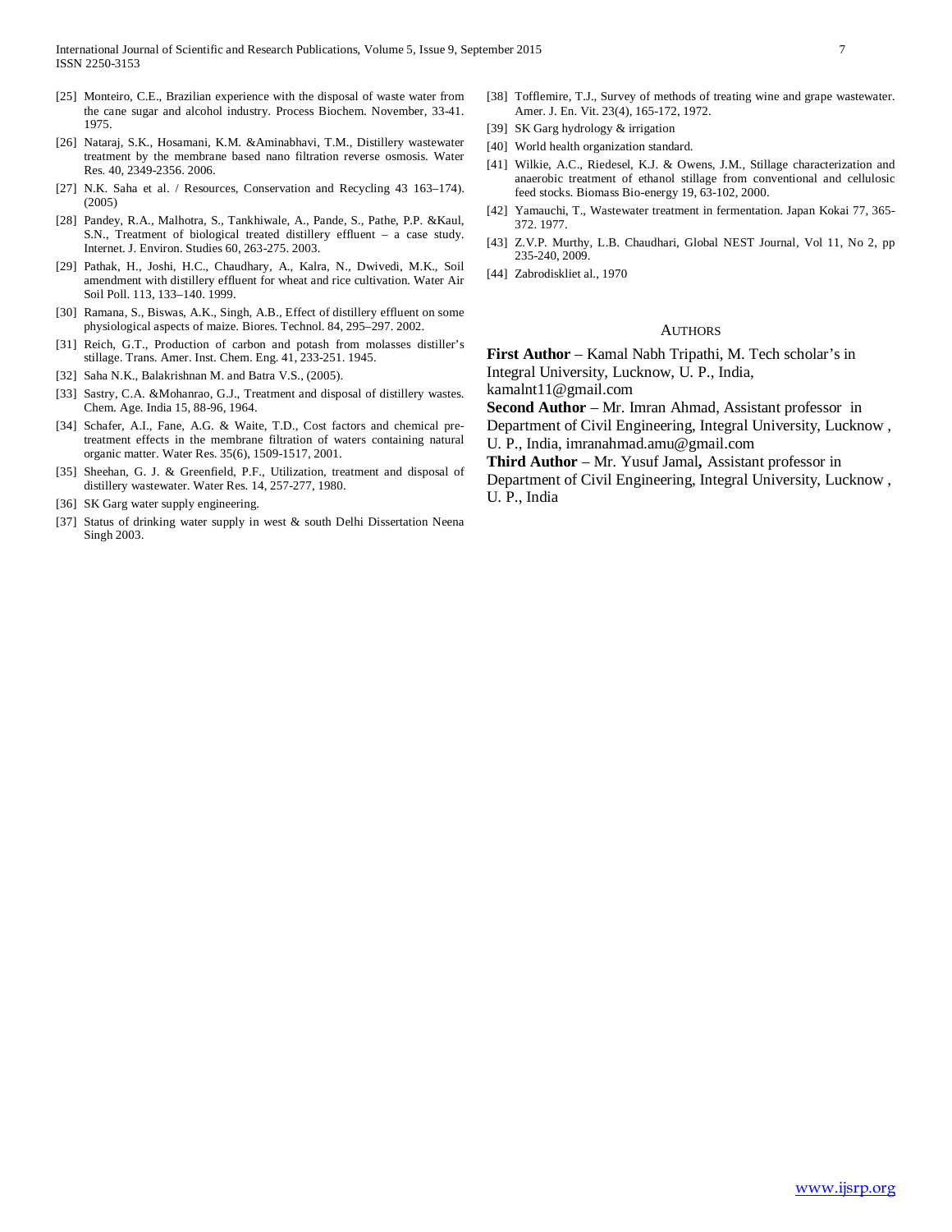[25] Monteiro, C.E., Brazilian experience with the disposal of waste water from the cane sugar and alcohol industry. Process Biochem. November, 33-41. 1975.

[26] Nataraj, S.K., Hosamani, K.M. &Aminabhavi, T.M., Distillery wastewater treatment by the membrane based nano filtration reverse osmosis. Water Res. 40, 2349-2356. 2006.

[27] N.K. Saha et al. / Resources, Conservation and Recycling 43 163–174). (2005)

[28] Pandey, R.A., Malhotra, S., Tankhiwale, A., Pande, S., Pathe, P.P. &Kaul, S.N., Treatment of biological treated distillery effluent – a case study. Internet. J. Environ. Studies 60, 263-275. 2003.

[29] Pathak, H., Joshi, H.C., Chaudhary, A., Kalra, N., Dwivedi, M.K., Soil amendment with distillery effluent for wheat and rice cultivation. Water Air Soil Poll. 113, 133–140. 1999.

[30] Ramana, S., Biswas, A.K., Singh, A.B., Effect of distillery effluent on some physiological aspects of maize. Biores. Technol. 84, 295–297. 2002.

[31] Reich, G.T., Production of carbon and potash from molasses distiller's stillage. Trans. Amer. Inst. Chem. Eng. 41, 233-251. 1945.

[32] Saha N.K., Balakrishnan M. and Batra V.S., (2005).

[33] Sastry, C.A. &Mohanrao, G.J., Treatment and disposal of distillery wastes. Chem. Age. India 15, 88-96, 1964.

[34] Schafer, A.I., Fane, A.G. & Waite, T.D., Cost factors and chemical pre-treatment effects in the membrane filtration of waters containing natural organic matter. Water Res. 35(6), 1509-1517, 2001.

[35] Sheehan, G. J. & Greenfield, P.F., Utilization, treatment and disposal of distillery wastewater. Water Res. 14, 257-277, 1980.

[36] SK Garg water supply engineering.

[37] Status of drinking water supply in west & south Delhi Dissertation Neena Singh 2003.

[38] Tofflemire, T.J., Survey of methods of treating wine and grape wastewater. Amer. J. En. Vit. 23(4), 165-172, 1972.

[39] SK Garg hydrology & irrigation

[40] World health organization standard.

[41] Wilkie, A.C., Riedesel, K.J. & Owens, J.M., Stillage characterization and anaerobic treatment of ethanol stillage from conventional and cellulosic feed stocks. Biomass Bio-energy 19, 63-102, 2000.

[42] Yamauchi, T., Wastewater treatment in fermentation. Japan Kokai 77, 365-372. 1977.

[43] Z.V.P. Murthy, L.B. Chaudhari, Global NEST Journal, Vol 11, No 2, pp 235-240, 2009.

[44] Zabrodiskliet al., 1970

## Authors

**First Author** – Kamal Nabh Tripathi, M. Tech scholar's in Integral University, Lucknow, U. P., India, kamalnt11@gmail.com

**Second Author** – Mr. Imran Ahmad, Assistant professor in Department of Civil Engineering, Integral University, Lucknow , U. P., India, imranahmad.amu@gmail.com

**Third Author** – Mr. Yusuf Jamal**,** Assistant professor in Department of Civil Engineering, Integral University, Lucknow , U. P., India